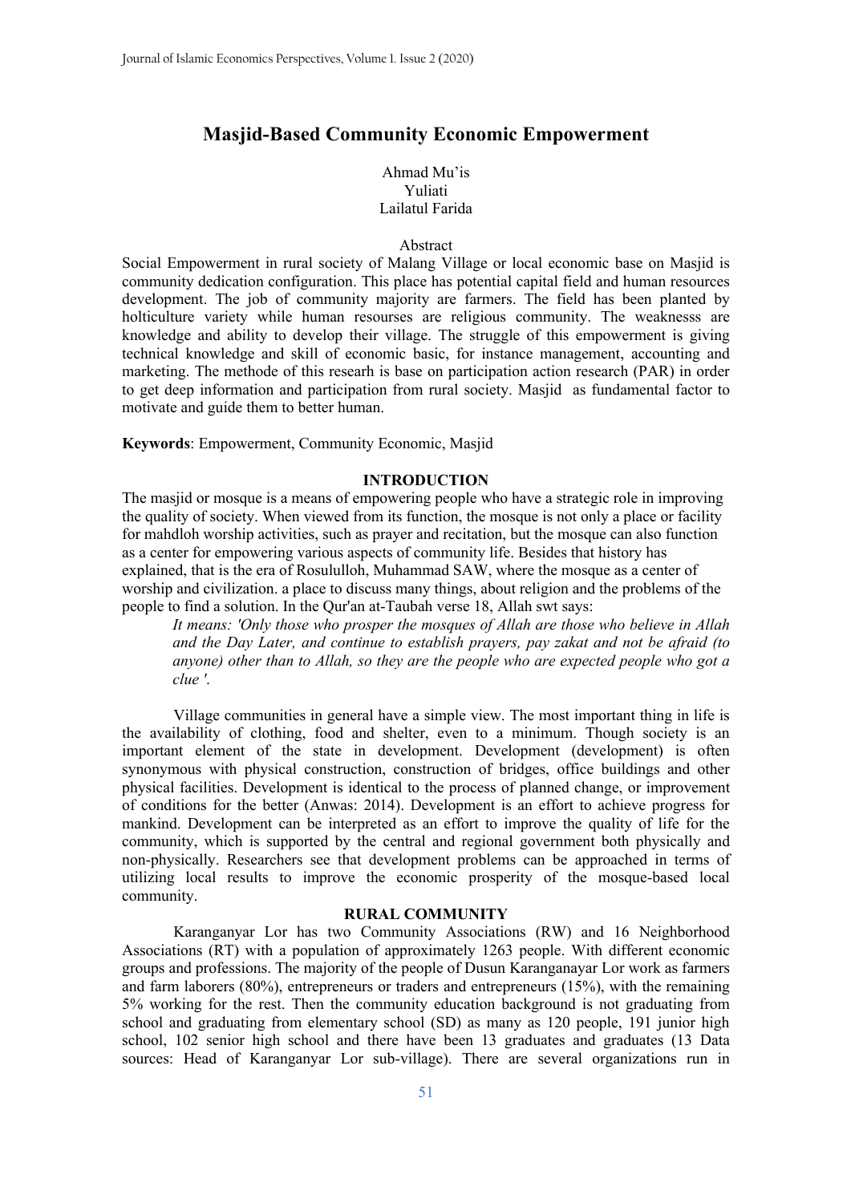# Masjid-Based Community Economic Empowerment

Ahmad Mu'is
Yuliati
Lailatul Farida

## Abstract

Social Empowerment in rural society of Malang Village or local economic base on Masjid is community dedication configuration. This place has potential capital field and human resources development. The job of community majority are farmers. The field has been planted by holticulture variety while human resourses are religious community. The weaknesss are knowledge and ability to develop their village. The struggle of this empowerment is giving technical knowledge and skill of economic basic, for instance management, accounting and marketing. The methode of this researh is base on participation action research (PAR) in order to get deep information and participation from rural society. Masjid as fundamental factor to motivate and guide them to better human.

**Keywords**: Empowerment, Community Economic, Masjid

## INTRODUCTION

The masjid or mosque is a means of empowering people who have a strategic role in improving the quality of society. When viewed from its function, the mosque is not only a place or facility for mahdloh worship activities, such as prayer and recitation, but the mosque can also function as a center for empowering various aspects of community life. Besides that history has explained, that is the era of Rosululloh, Muhammad SAW, where the mosque as a center of worship and civilization. a place to discuss many things, about religion and the problems of the people to find a solution. In the Qur'an at-Taubah verse 18, Allah swt says:

> *It means: 'Only those who prosper the mosques of Allah are those who believe in Allah and the Day Later, and continue to establish prayers, pay zakat and not be afraid (to anyone) other than to Allah, so they are the people who are expected people who got a clue '.*

Village communities in general have a simple view. The most important thing in life is the availability of clothing, food and shelter, even to a minimum. Though society is an important element of the state in development. Development (development) is often synonymous with physical construction, construction of bridges, office buildings and other physical facilities. Development is identical to the process of planned change, or improvement of conditions for the better (Anwas: 2014). Development is an effort to achieve progress for mankind. Development can be interpreted as an effort to improve the quality of life for the community, which is supported by the central and regional government both physically and non-physically. Researchers see that development problems can be approached in terms of utilizing local results to improve the economic prosperity of the mosque-based local community.

## RURAL COMMUNITY

Karanganyar Lor has two Community Associations (RW) and 16 Neighborhood Associations (RT) with a population of approximately 1263 people. With different economic groups and professions. The majority of the people of Dusun Karanganayar Lor work as farmers and farm laborers (80%), entrepreneurs or traders and entrepreneurs (15%), with the remaining 5% working for the rest. Then the community education background is not graduating from school and graduating from elementary school (SD) as many as 120 people, 191 junior high school, 102 senior high school and there have been 13 graduates and graduates (13 Data sources: Head of Karanganyar Lor sub-village). There are several organizations run in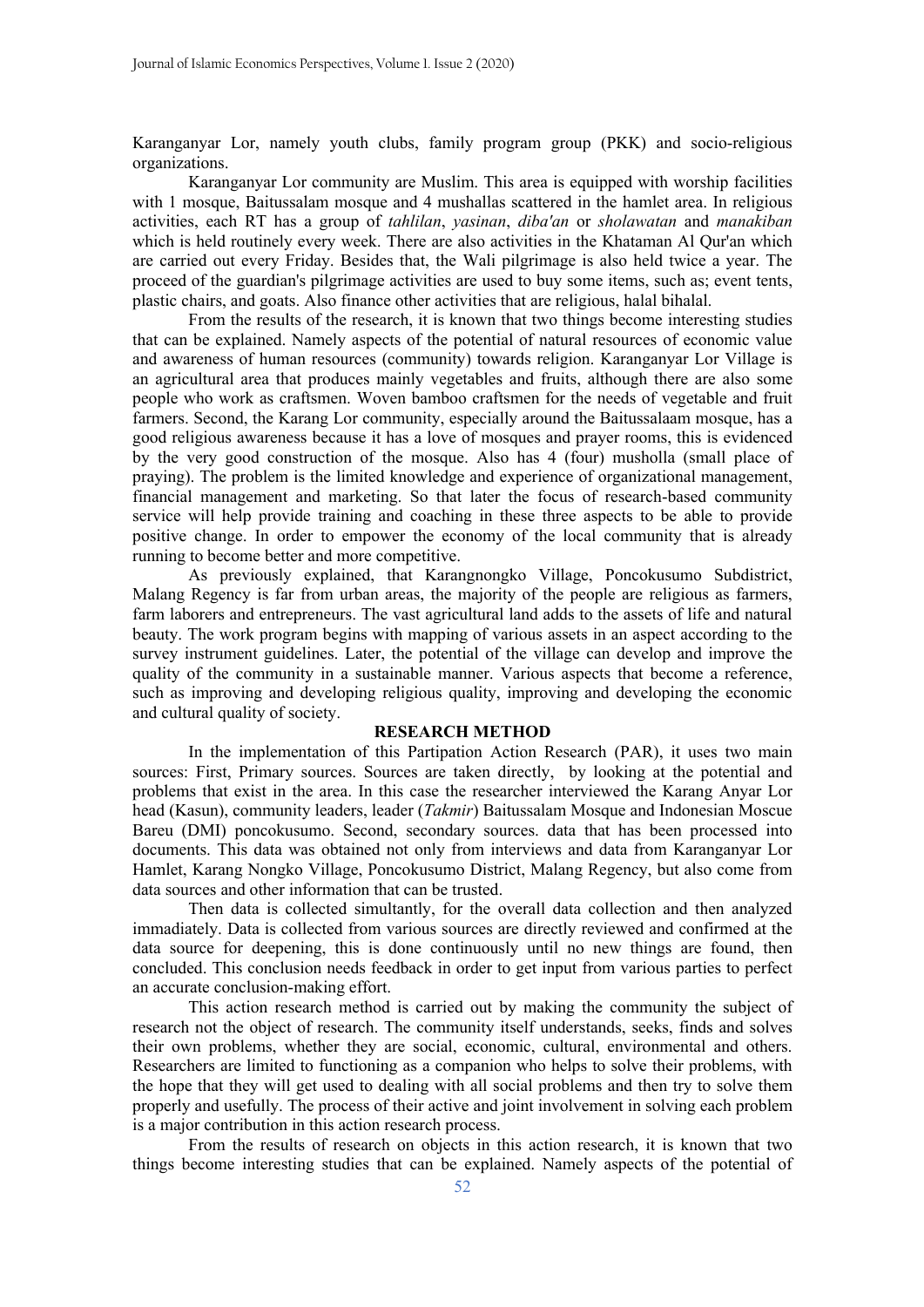Karanganyar Lor, namely youth clubs, family program group (PKK) and socio-religious organizations.

Karanganyar Lor community are Muslim. This area is equipped with worship facilities with 1 mosque, Baitussalam mosque and 4 mushallas scattered in the hamlet area. In religious activities, each RT has a group of *tahlilan*, *yasinan*, *diba'an* or *sholawatan* and *manakiban* which is held routinely every week. There are also activities in the Khataman Al Qur'an which are carried out every Friday. Besides that, the Wali pilgrimage is also held twice a year. The proceed of the guardian's pilgrimage activities are used to buy some items, such as; event tents, plastic chairs, and goats. Also finance other activities that are religious, halal bihalal.

From the results of the research, it is known that two things become interesting studies that can be explained. Namely aspects of the potential of natural resources of economic value and awareness of human resources (community) towards religion. Karanganyar Lor Village is an agricultural area that produces mainly vegetables and fruits, although there are also some people who work as craftsmen. Woven bamboo craftsmen for the needs of vegetable and fruit farmers. Second, the Karang Lor community, especially around the Baitussalaam mosque, has a good religious awareness because it has a love of mosques and prayer rooms, this is evidenced by the very good construction of the mosque. Also has 4 (four) musholla (small place of praying). The problem is the limited knowledge and experience of organizational management, financial management and marketing. So that later the focus of research-based community service will help provide training and coaching in these three aspects to be able to provide positive change. In order to empower the economy of the local community that is already running to become better and more competitive.

As previously explained, that Karangnongko Village, Poncokusumo Subdistrict, Malang Regency is far from urban areas, the majority of the people are religious as farmers, farm laborers and entrepreneurs. The vast agricultural land adds to the assets of life and natural beauty. The work program begins with mapping of various assets in an aspect according to the survey instrument guidelines. Later, the potential of the village can develop and improve the quality of the community in a sustainable manner. Various aspects that become a reference, such as improving and developing religious quality, improving and developing the economic and cultural quality of society.

## RESEARCH METHOD

In the implementation of this Partipation Action Research (PAR), it uses two main sources: First, Primary sources. Sources are taken directly, by looking at the potential and problems that exist in the area. In this case the researcher interviewed the Karang Anyar Lor head (Kasun), community leaders, leader (*Takmir*) Baitussalam Mosque and Indonesian Moscue Bareu (DMI) poncokusumo. Second, secondary sources. data that has been processed into documents. This data was obtained not only from interviews and data from Karanganyar Lor Hamlet, Karang Nongko Village, Poncokusumo District, Malang Regency, but also come from data sources and other information that can be trusted.

Then data is collected simultantly, for the overall data collection and then analyzed immadiately. Data is collected from various sources are directly reviewed and confirmed at the data source for deepening, this is done continuously until no new things are found, then concluded. This conclusion needs feedback in order to get input from various parties to perfect an accurate conclusion-making effort.

This action research method is carried out by making the community the subject of research not the object of research. The community itself understands, seeks, finds and solves their own problems, whether they are social, economic, cultural, environmental and others. Researchers are limited to functioning as a companion who helps to solve their problems, with the hope that they will get used to dealing with all social problems and then try to solve them properly and usefully. The process of their active and joint involvement in solving each problem is a major contribution in this action research process.

From the results of research on objects in this action research, it is known that two things become interesting studies that can be explained. Namely aspects of the potential of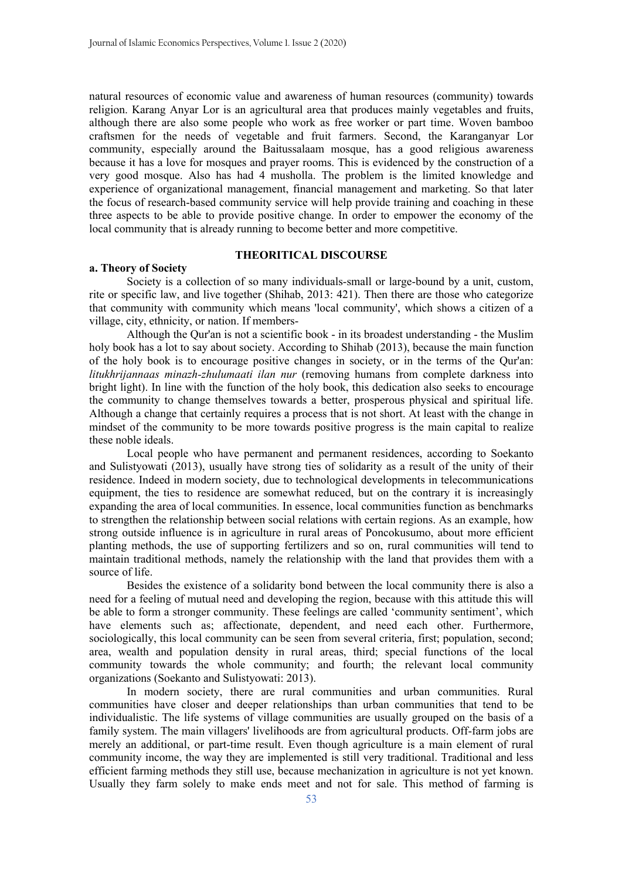natural resources of economic value and awareness of human resources (community) towards religion. Karang Anyar Lor is an agricultural area that produces mainly vegetables and fruits, although there are also some people who work as free worker or part time. Woven bamboo craftsmen for the needs of vegetable and fruit farmers. Second, the Karanganyar Lor community, especially around the Baitussalaam mosque, has a good religious awareness because it has a love for mosques and prayer rooms. This is evidenced by the construction of a very good mosque. Also has had 4 musholla. The problem is the limited knowledge and experience of organizational management, financial management and marketing. So that later the focus of research-based community service will help provide training and coaching in these three aspects to be able to provide positive change. In order to empower the economy of the local community that is already running to become better and more competitive.

## THEORITICAL DISCOURSE

### a. Theory of Society

Society is a collection of so many individuals-small or large-bound by a unit, custom, rite or specific law, and live together (Shihab, 2013: 421). Then there are those who categorize that community with community which means 'local community', which shows a citizen of a village, city, ethnicity, or nation. If members-

Although the Qur'an is not a scientific book - in its broadest understanding - the Muslim holy book has a lot to say about society. According to Shihab (2013), because the main function of the holy book is to encourage positive changes in society, or in the terms of the Qur'an: *litukhrijannaas minazh-zhulumaati ilan nur* (removing humans from complete darkness into bright light). In line with the function of the holy book, this dedication also seeks to encourage the community to change themselves towards a better, prosperous physical and spiritual life. Although a change that certainly requires a process that is not short. At least with the change in mindset of the community to be more towards positive progress is the main capital to realize these noble ideals.

Local people who have permanent and permanent residences, according to Soekanto and Sulistyowati (2013), usually have strong ties of solidarity as a result of the unity of their residence. Indeed in modern society, due to technological developments in telecommunications equipment, the ties to residence are somewhat reduced, but on the contrary it is increasingly expanding the area of local communities. In essence, local communities function as benchmarks to strengthen the relationship between social relations with certain regions. As an example, how strong outside influence is in agriculture in rural areas of Poncokusumo, about more efficient planting methods, the use of supporting fertilizers and so on, rural communities will tend to maintain traditional methods, namely the relationship with the land that provides them with a source of life.

Besides the existence of a solidarity bond between the local community there is also a need for a feeling of mutual need and developing the region, because with this attitude this will be able to form a stronger community. These feelings are called 'community sentiment', which have elements such as; affectionate, dependent, and need each other. Furthermore, sociologically, this local community can be seen from several criteria, first; population, second; area, wealth and population density in rural areas, third; special functions of the local community towards the whole community; and fourth; the relevant local community organizations (Soekanto and Sulistyowati: 2013).

In modern society, there are rural communities and urban communities. Rural communities have closer and deeper relationships than urban communities that tend to be individualistic. The life systems of village communities are usually grouped on the basis of a family system. The main villagers' livelihoods are from agricultural products. Off-farm jobs are merely an additional, or part-time result. Even though agriculture is a main element of rural community income, the way they are implemented is still very traditional. Traditional and less efficient farming methods they still use, because mechanization in agriculture is not yet known. Usually they farm solely to make ends meet and not for sale. This method of farming is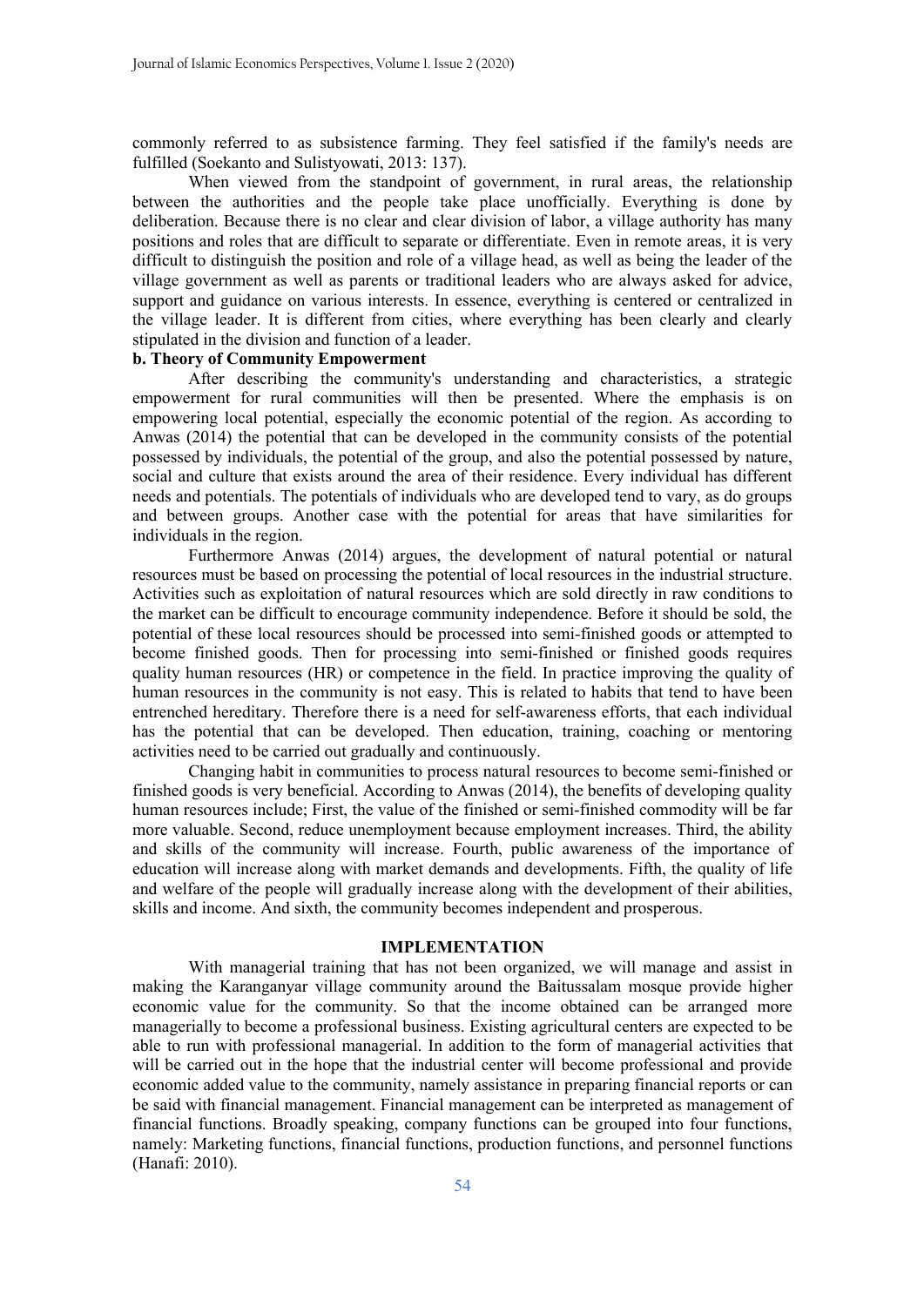commonly referred to as subsistence farming. They feel satisfied if the family's needs are fulfilled (Soekanto and Sulistyowati, 2013: 137).

When viewed from the standpoint of government, in rural areas, the relationship between the authorities and the people take place unofficially. Everything is done by deliberation. Because there is no clear and clear division of labor, a village authority has many positions and roles that are difficult to separate or differentiate. Even in remote areas, it is very difficult to distinguish the position and role of a village head, as well as being the leader of the village government as well as parents or traditional leaders who are always asked for advice, support and guidance on various interests. In essence, everything is centered or centralized in the village leader. It is different from cities, where everything has been clearly and clearly stipulated in the division and function of a leader.

**b. Theory of Community Empowerment**

After describing the community's understanding and characteristics, a strategic empowerment for rural communities will then be presented. Where the emphasis is on empowering local potential, especially the economic potential of the region. As according to Anwas (2014) the potential that can be developed in the community consists of the potential possessed by individuals, the potential of the group, and also the potential possessed by nature, social and culture that exists around the area of their residence. Every individual has different needs and potentials. The potentials of individuals who are developed tend to vary, as do groups and between groups. Another case with the potential for areas that have similarities for individuals in the region.

Furthermore Anwas (2014) argues, the development of natural potential or natural resources must be based on processing the potential of local resources in the industrial structure. Activities such as exploitation of natural resources which are sold directly in raw conditions to the market can be difficult to encourage community independence. Before it should be sold, the potential of these local resources should be processed into semi-finished goods or attempted to become finished goods. Then for processing into semi-finished or finished goods requires quality human resources (HR) or competence in the field. In practice improving the quality of human resources in the community is not easy. This is related to habits that tend to have been entrenched hereditary. Therefore there is a need for self-awareness efforts, that each individual has the potential that can be developed. Then education, training, coaching or mentoring activities need to be carried out gradually and continuously.

Changing habit in communities to process natural resources to become semi-finished or finished goods is very beneficial. According to Anwas (2014), the benefits of developing quality human resources include; First, the value of the finished or semi-finished commodity will be far more valuable. Second, reduce unemployment because employment increases. Third, the ability and skills of the community will increase. Fourth, public awareness of the importance of education will increase along with market demands and developments. Fifth, the quality of life and welfare of the people will gradually increase along with the development of their abilities, skills and income. And sixth, the community becomes independent and prosperous.

## IMPLEMENTATION

With managerial training that has not been organized, we will manage and assist in making the Karanganyar village community around the Baitussalam mosque provide higher economic value for the community. So that the income obtained can be arranged more managerially to become a professional business. Existing agricultural centers are expected to be able to run with professional managerial. In addition to the form of managerial activities that will be carried out in the hope that the industrial center will become professional and provide economic added value to the community, namely assistance in preparing financial reports or can be said with financial management. Financial management can be interpreted as management of financial functions. Broadly speaking, company functions can be grouped into four functions, namely: Marketing functions, financial functions, production functions, and personnel functions (Hanafi: 2010).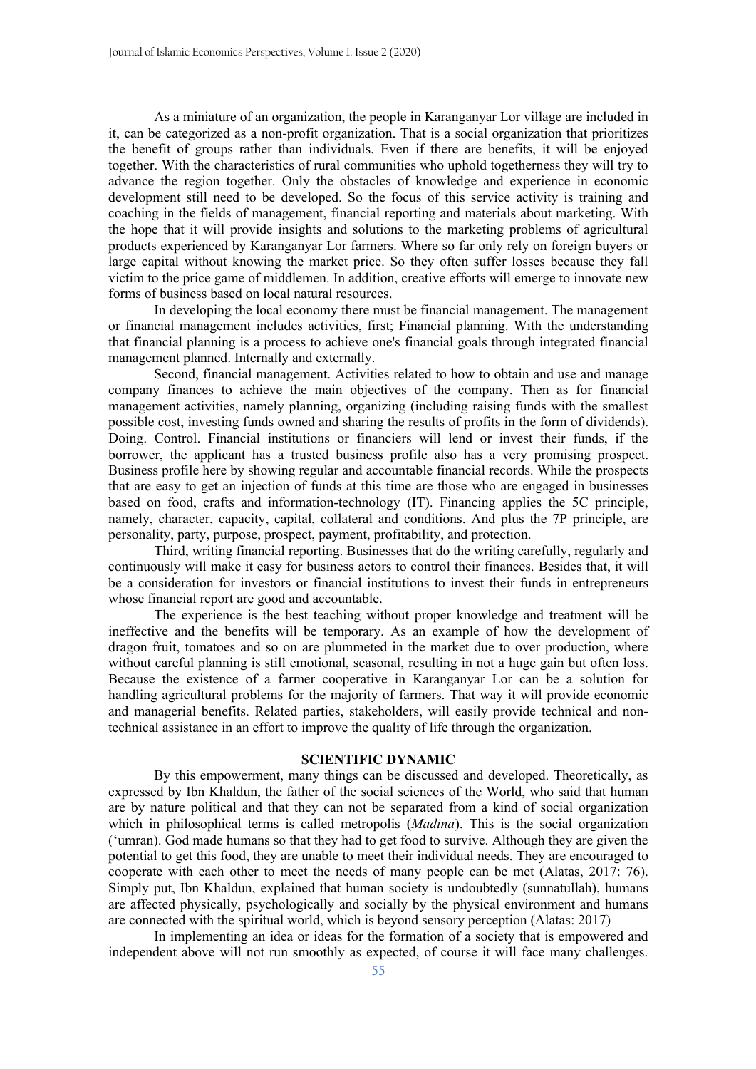As a miniature of an organization, the people in Karanganyar Lor village are included in it, can be categorized as a non-profit organization. That is a social organization that prioritizes the benefit of groups rather than individuals. Even if there are benefits, it will be enjoyed together. With the characteristics of rural communities who uphold togetherness they will try to advance the region together. Only the obstacles of knowledge and experience in economic development still need to be developed. So the focus of this service activity is training and coaching in the fields of management, financial reporting and materials about marketing. With the hope that it will provide insights and solutions to the marketing problems of agricultural products experienced by Karanganyar Lor farmers. Where so far only rely on foreign buyers or large capital without knowing the market price. So they often suffer losses because they fall victim to the price game of middlemen. In addition, creative efforts will emerge to innovate new forms of business based on local natural resources.

In developing the local economy there must be financial management. The management or financial management includes activities, first; Financial planning. With the understanding that financial planning is a process to achieve one's financial goals through integrated financial management planned. Internally and externally.

Second, financial management. Activities related to how to obtain and use and manage company finances to achieve the main objectives of the company. Then as for financial management activities, namely planning, organizing (including raising funds with the smallest possible cost, investing funds owned and sharing the results of profits in the form of dividends). Doing. Control. Financial institutions or financiers will lend or invest their funds, if the borrower, the applicant has a trusted business profile also has a very promising prospect. Business profile here by showing regular and accountable financial records. While the prospects that are easy to get an injection of funds at this time are those who are engaged in businesses based on food, crafts and information-technology (IT). Financing applies the 5C principle, namely, character, capacity, capital, collateral and conditions. And plus the 7P principle, are personality, party, purpose, prospect, payment, profitability, and protection.

Third, writing financial reporting. Businesses that do the writing carefully, regularly and continuously will make it easy for business actors to control their finances. Besides that, it will be a consideration for investors or financial institutions to invest their funds in entrepreneurs whose financial report are good and accountable.

The experience is the best teaching without proper knowledge and treatment will be ineffective and the benefits will be temporary. As an example of how the development of dragon fruit, tomatoes and so on are plummeted in the market due to over production, where without careful planning is still emotional, seasonal, resulting in not a huge gain but often loss. Because the existence of a farmer cooperative in Karanganyar Lor can be a solution for handling agricultural problems for the majority of farmers. That way it will provide economic and managerial benefits. Related parties, stakeholders, will easily provide technical and non-technical assistance in an effort to improve the quality of life through the organization.

## SCIENTIFIC DYNAMIC

By this empowerment, many things can be discussed and developed. Theoretically, as expressed by Ibn Khaldun, the father of the social sciences of the World, who said that human are by nature political and that they can not be separated from a kind of social organization which in philosophical terms is called metropolis (*Madina*). This is the social organization (‘umran). God made humans so that they had to get food to survive. Although they are given the potential to get this food, they are unable to meet their individual needs. They are encouraged to cooperate with each other to meet the needs of many people can be met (Alatas, 2017: 76). Simply put, Ibn Khaldun, explained that human society is undoubtedly (sunnatullah), humans are affected physically, psychologically and socially by the physical environment and humans are connected with the spiritual world, which is beyond sensory perception (Alatas: 2017)

In implementing an idea or ideas for the formation of a society that is empowered and independent above will not run smoothly as expected, of course it will face many challenges.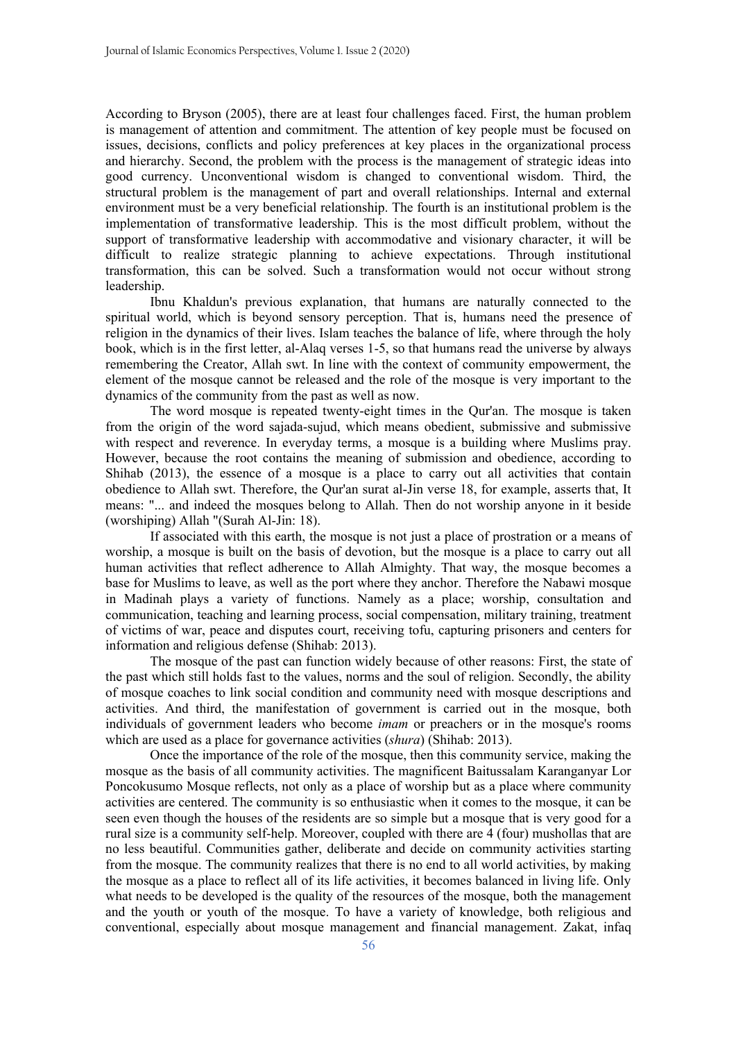According to Bryson (2005), there are at least four challenges faced. First, the human problem is management of attention and commitment. The attention of key people must be focused on issues, decisions, conflicts and policy preferences at key places in the organizational process and hierarchy. Second, the problem with the process is the management of strategic ideas into good currency. Unconventional wisdom is changed to conventional wisdom. Third, the structural problem is the management of part and overall relationships. Internal and external environment must be a very beneficial relationship. The fourth is an institutional problem is the implementation of transformative leadership. This is the most difficult problem, without the support of transformative leadership with accommodative and visionary character, it will be difficult to realize strategic planning to achieve expectations. Through institutional transformation, this can be solved. Such a transformation would not occur without strong leadership.

Ibnu Khaldun's previous explanation, that humans are naturally connected to the spiritual world, which is beyond sensory perception. That is, humans need the presence of religion in the dynamics of their lives. Islam teaches the balance of life, where through the holy book, which is in the first letter, al-Alaq verses 1-5, so that humans read the universe by always remembering the Creator, Allah swt. In line with the context of community empowerment, the element of the mosque cannot be released and the role of the mosque is very important to the dynamics of the community from the past as well as now.

The word mosque is repeated twenty-eight times in the Qur'an. The mosque is taken from the origin of the word sajada-sujud, which means obedient, submissive and submissive with respect and reverence. In everyday terms, a mosque is a building where Muslims pray. However, because the root contains the meaning of submission and obedience, according to Shihab (2013), the essence of a mosque is a place to carry out all activities that contain obedience to Allah swt. Therefore, the Qur'an surat al-Jin verse 18, for example, asserts that, It means: "... and indeed the mosques belong to Allah. Then do not worship anyone in it beside (worshiping) Allah "(Surah Al-Jin: 18).

If associated with this earth, the mosque is not just a place of prostration or a means of worship, a mosque is built on the basis of devotion, but the mosque is a place to carry out all human activities that reflect adherence to Allah Almighty. That way, the mosque becomes a base for Muslims to leave, as well as the port where they anchor. Therefore the Nabawi mosque in Madinah plays a variety of functions. Namely as a place; worship, consultation and communication, teaching and learning process, social compensation, military training, treatment of victims of war, peace and disputes court, receiving tofu, capturing prisoners and centers for information and religious defense (Shihab: 2013).

The mosque of the past can function widely because of other reasons: First, the state of the past which still holds fast to the values, norms and the soul of religion. Secondly, the ability of mosque coaches to link social condition and community need with mosque descriptions and activities. And third, the manifestation of government is carried out in the mosque, both individuals of government leaders who become *imam* or preachers or in the mosque's rooms which are used as a place for governance activities (*shura*) (Shihab: 2013).

Once the importance of the role of the mosque, then this community service, making the mosque as the basis of all community activities. The magnificent Baitussalam Karanganyar Lor Poncokusumo Mosque reflects, not only as a place of worship but as a place where community activities are centered. The community is so enthusiastic when it comes to the mosque, it can be seen even though the houses of the residents are so simple but a mosque that is very good for a rural size is a community self-help. Moreover, coupled with there are 4 (four) mushollas that are no less beautiful. Communities gather, deliberate and decide on community activities starting from the mosque. The community realizes that there is no end to all world activities, by making the mosque as a place to reflect all of its life activities, it becomes balanced in living life. Only what needs to be developed is the quality of the resources of the mosque, both the management and the youth or youth of the mosque. To have a variety of knowledge, both religious and conventional, especially about mosque management and financial management. Zakat, infaq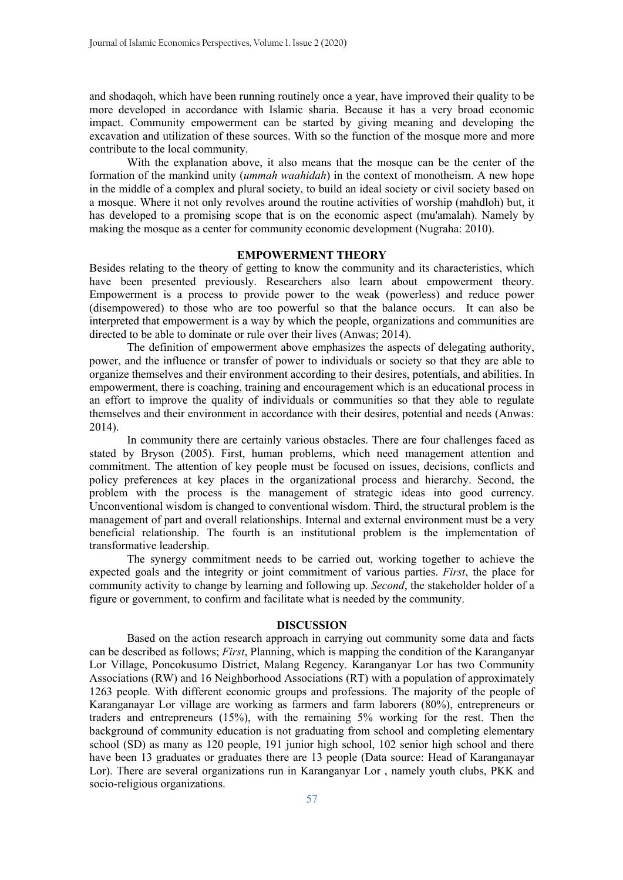and shodaqoh, which have been running routinely once a year, have improved their quality to be more developed in accordance with Islamic sharia. Because it has a very broad economic impact. Community empowerment can be started by giving meaning and developing the excavation and utilization of these sources. With so the function of the mosque more and more contribute to the local community.

With the explanation above, it also means that the mosque can be the center of the formation of the mankind unity (*ummah waahidah*) in the context of monotheism. A new hope in the middle of a complex and plural society, to build an ideal society or civil society based on a mosque. Where it not only revolves around the routine activities of worship (mahdloh) but, it has developed to a promising scope that is on the economic aspect (mu'amalah). Namely by making the mosque as a center for community economic development (Nugraha: 2010).

## EMPOWERMENT THEORY

Besides relating to the theory of getting to know the community and its characteristics, which have been presented previously. Researchers also learn about empowerment theory. Empowerment is a process to provide power to the weak (powerless) and reduce power (disempowered) to those who are too powerful so that the balance occurs. It can also be interpreted that empowerment is a way by which the people, organizations and communities are directed to be able to dominate or rule over their lives (Anwas; 2014).

The definition of empowerment above emphasizes the aspects of delegating authority, power, and the influence or transfer of power to individuals or society so that they are able to organize themselves and their environment according to their desires, potentials, and abilities. In empowerment, there is coaching, training and encouragement which is an educational process in an effort to improve the quality of individuals or communities so that they able to regulate themselves and their environment in accordance with their desires, potential and needs (Anwas: 2014).

In community there are certainly various obstacles. There are four challenges faced as stated by Bryson (2005). First, human problems, which need management attention and commitment. The attention of key people must be focused on issues, decisions, conflicts and policy preferences at key places in the organizational process and hierarchy. Second, the problem with the process is the management of strategic ideas into good currency. Unconventional wisdom is changed to conventional wisdom. Third, the structural problem is the management of part and overall relationships. Internal and external environment must be a very beneficial relationship. The fourth is an institutional problem is the implementation of transformative leadership.

The synergy commitment needs to be carried out, working together to achieve the expected goals and the integrity or joint commitment of various parties. *First*, the place for community activity to change by learning and following up. *Second*, the stakeholder holder of a figure or government, to confirm and facilitate what is needed by the community.

## DISCUSSION

Based on the action research approach in carrying out community some data and facts can be described as follows; *First*, Planning, which is mapping the condition of the Karanganyar Lor Village, Poncokusumo District, Malang Regency. Karanganyar Lor has two Community Associations (RW) and 16 Neighborhood Associations (RT) with a population of approximately 1263 people. With different economic groups and professions. The majority of the people of Karanganayar Lor village are working as farmers and farm laborers (80%), entrepreneurs or traders and entrepreneurs (15%), with the remaining 5% working for the rest. Then the background of community education is not graduating from school and completing elementary school (SD) as many as 120 people, 191 junior high school, 102 senior high school and there have been 13 graduates or graduates there are 13 people (Data source: Head of Karanganayar Lor). There are several organizations run in Karanganyar Lor , namely youth clubs, PKK and socio-religious organizations.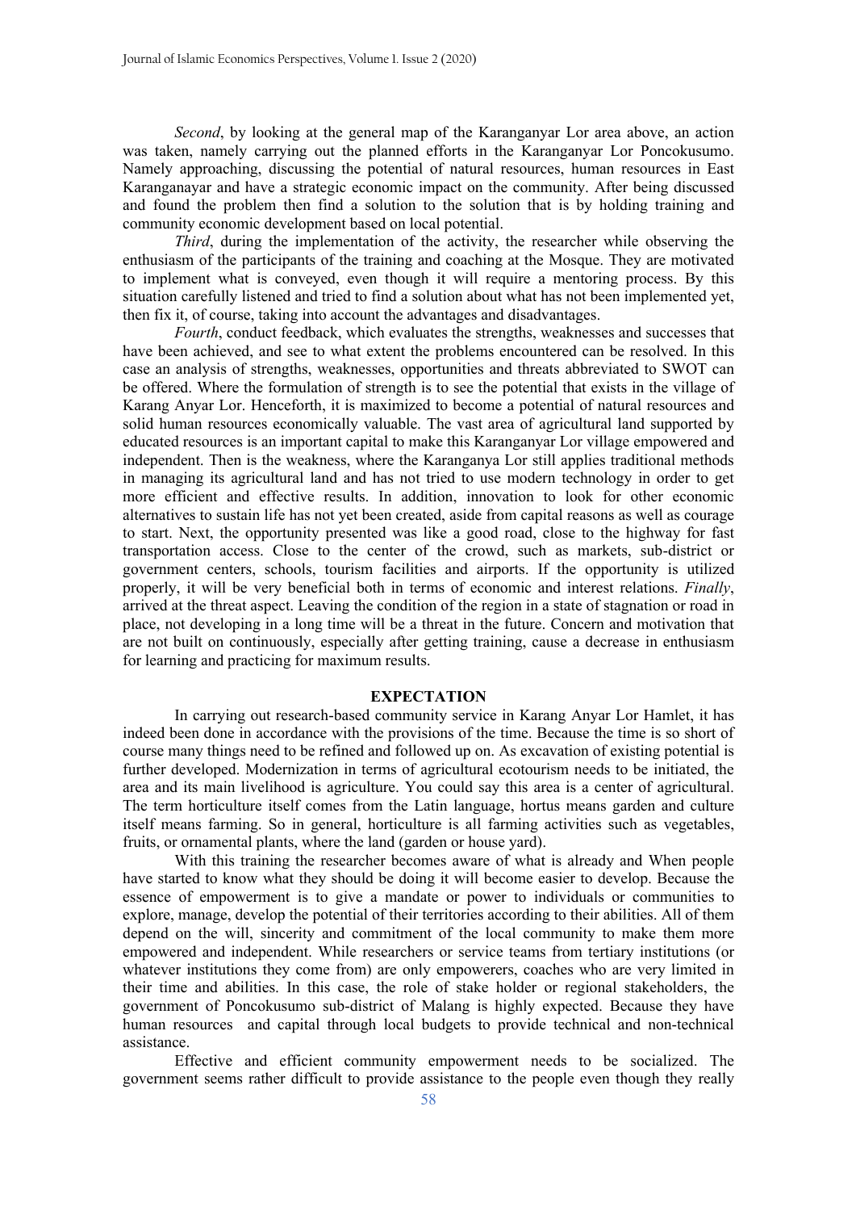*Second*, by looking at the general map of the Karanganyar Lor area above, an action was taken, namely carrying out the planned efforts in the Karanganyar Lor Poncokusumo. Namely approaching, discussing the potential of natural resources, human resources in East Karanganayar and have a strategic economic impact on the community. After being discussed and found the problem then find a solution to the solution that is by holding training and community economic development based on local potential.

*Third*, during the implementation of the activity, the researcher while observing the enthusiasm of the participants of the training and coaching at the Mosque. They are motivated to implement what is conveyed, even though it will require a mentoring process. By this situation carefully listened and tried to find a solution about what has not been implemented yet, then fix it, of course, taking into account the advantages and disadvantages.

*Fourth*, conduct feedback, which evaluates the strengths, weaknesses and successes that have been achieved, and see to what extent the problems encountered can be resolved. In this case an analysis of strengths, weaknesses, opportunities and threats abbreviated to SWOT can be offered. Where the formulation of strength is to see the potential that exists in the village of Karang Anyar Lor. Henceforth, it is maximized to become a potential of natural resources and solid human resources economically valuable. The vast area of agricultural land supported by educated resources is an important capital to make this Karanganyar Lor village empowered and independent. Then is the weakness, where the Karanganya Lor still applies traditional methods in managing its agricultural land and has not tried to use modern technology in order to get more efficient and effective results. In addition, innovation to look for other economic alternatives to sustain life has not yet been created, aside from capital reasons as well as courage to start. Next, the opportunity presented was like a good road, close to the highway for fast transportation access. Close to the center of the crowd, such as markets, sub-district or government centers, schools, tourism facilities and airports. If the opportunity is utilized properly, it will be very beneficial both in terms of economic and interest relations. *Finally*, arrived at the threat aspect. Leaving the condition of the region in a state of stagnation or road in place, not developing in a long time will be a threat in the future. Concern and motivation that are not built on continuously, especially after getting training, cause a decrease in enthusiasm for learning and practicing for maximum results.

## EXPECTATION

In carrying out research-based community service in Karang Anyar Lor Hamlet, it has indeed been done in accordance with the provisions of the time. Because the time is so short of course many things need to be refined and followed up on. As excavation of existing potential is further developed. Modernization in terms of agricultural ecotourism needs to be initiated, the area and its main livelihood is agriculture. You could say this area is a center of agricultural. The term horticulture itself comes from the Latin language, hortus means garden and culture itself means farming. So in general, horticulture is all farming activities such as vegetables, fruits, or ornamental plants, where the land (garden or house yard).

With this training the researcher becomes aware of what is already and When people have started to know what they should be doing it will become easier to develop. Because the essence of empowerment is to give a mandate or power to individuals or communities to explore, manage, develop the potential of their territories according to their abilities. All of them depend on the will, sincerity and commitment of the local community to make them more empowered and independent. While researchers or service teams from tertiary institutions (or whatever institutions they come from) are only empowerers, coaches who are very limited in their time and abilities. In this case, the role of stake holder or regional stakeholders, the government of Poncokusumo sub-district of Malang is highly expected. Because they have human resources and capital through local budgets to provide technical and non-technical assistance.

Effective and efficient community empowerment needs to be socialized. The government seems rather difficult to provide assistance to the people even though they really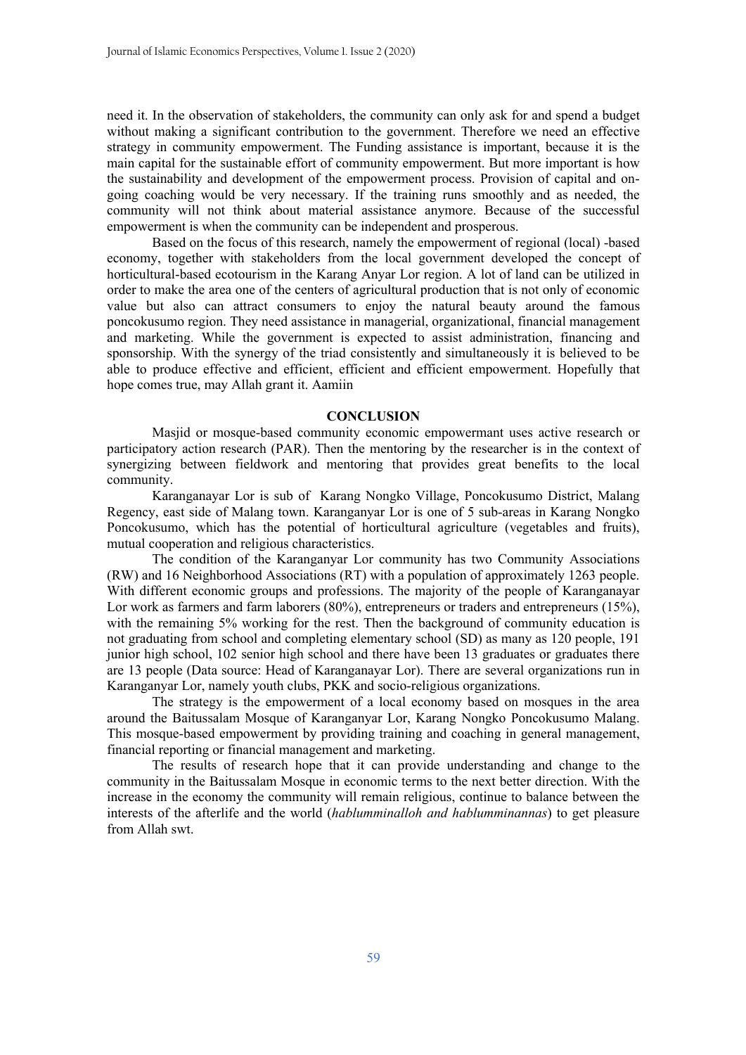need it. In the observation of stakeholders, the community can only ask for and spend a budget without making a significant contribution to the government. Therefore we need an effective strategy in community empowerment. The Funding assistance is important, because it is the main capital for the sustainable effort of community empowerment. But more important is how the sustainability and development of the empowerment process. Provision of capital and on-going coaching would be very necessary. If the training runs smoothly and as needed, the community will not think about material assistance anymore. Because of the successful empowerment is when the community can be independent and prosperous.

Based on the focus of this research, namely the empowerment of regional (local) -based economy, together with stakeholders from the local government developed the concept of horticultural-based ecotourism in the Karang Anyar Lor region. A lot of land can be utilized in order to make the area one of the centers of agricultural production that is not only of economic value but also can attract consumers to enjoy the natural beauty around the famous poncokusumo region. They need assistance in managerial, organizational, financial management and marketing. While the government is expected to assist administration, financing and sponsorship. With the synergy of the triad consistently and simultaneously it is believed to be able to produce effective and efficient, efficient and efficient empowerment. Hopefully that hope comes true, may Allah grant it. Aamiin

## CONCLUSION

Masjid or mosque-based community economic empowermant uses active research or participatory action research (PAR). Then the mentoring by the researcher is in the context of synergizing between fieldwork and mentoring that provides great benefits to the local community.

Karanganayar Lor is sub of Karang Nongko Village, Poncokusumo District, Malang Regency, east side of Malang town. Karanganyar Lor is one of 5 sub-areas in Karang Nongko Poncokusumo, which has the potential of horticultural agriculture (vegetables and fruits), mutual cooperation and religious characteristics.

The condition of the Karanganyar Lor community has two Community Associations (RW) and 16 Neighborhood Associations (RT) with a population of approximately 1263 people. With different economic groups and professions. The majority of the people of Karanganayar Lor work as farmers and farm laborers (80%), entrepreneurs or traders and entrepreneurs (15%), with the remaining 5% working for the rest. Then the background of community education is not graduating from school and completing elementary school (SD) as many as 120 people, 191 junior high school, 102 senior high school and there have been 13 graduates or graduates there are 13 people (Data source: Head of Karanganayar Lor). There are several organizations run in Karanganyar Lor, namely youth clubs, PKK and socio-religious organizations.

The strategy is the empowerment of a local economy based on mosques in the area around the Baitussalam Mosque of Karanganyar Lor, Karang Nongko Poncokusumo Malang. This mosque-based empowerment by providing training and coaching in general management, financial reporting or financial management and marketing.

The results of research hope that it can provide understanding and change to the community in the Baitussalam Mosque in economic terms to the next better direction. With the increase in the economy the community will remain religious, continue to balance between the interests of the afterlife and the world (*hablumminalloh and hablumminannas*) to get pleasure from Allah swt.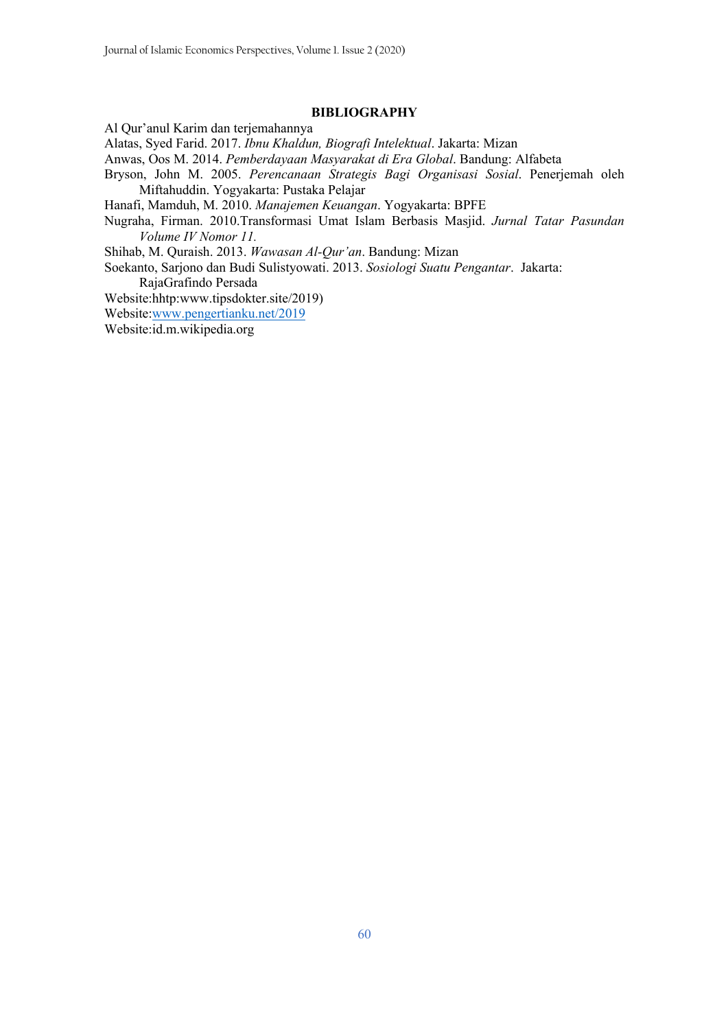## BIBLIOGRAPHY

Al Qur'anul Karim dan terjemahannya

Alatas, Syed Farid. 2017. *Ibnu Khaldun, Biografi Intelektual*. Jakarta: Mizan

Anwas, Oos M. 2014. *Pemberdayaan Masyarakat di Era Global*. Bandung: Alfabeta

Bryson, John M. 2005. *Perencanaan Strategis Bagi Organisasi Sosial*. Penerjemah oleh Miftahuddin. Yogyakarta: Pustaka Pelajar

Hanafi, Mamduh, M. 2010. *Manajemen Keuangan*. Yogyakarta: BPFE

Nugraha, Firman. 2010.Transformasi Umat Islam Berbasis Masjid. *Jurnal Tatar Pasundan Volume IV Nomor 11.*

Shihab, M. Quraish. 2013. *Wawasan Al-Qur'an*. Bandung: Mizan

Soekanto, Sarjono dan Budi Sulistyowati. 2013. *Sosiologi Suatu Pengantar*. Jakarta: RajaGrafindo Persada

Website:hhtp:www.tipsdokter.site/2019)

Website:www.pengertianku.net/2019

Website:id.m.wikipedia.org